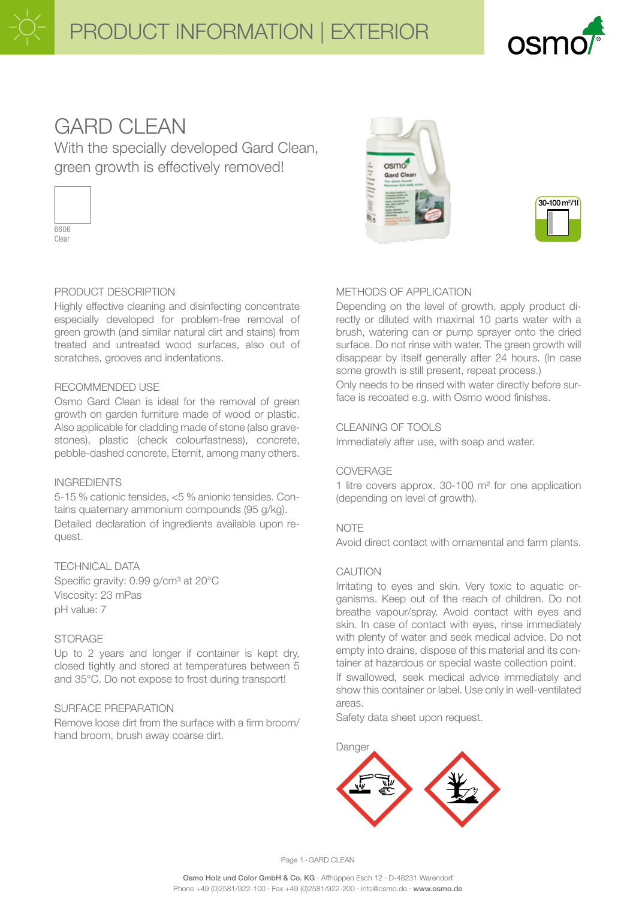# PRODUCT INFORMATION | EXTERIOR

# GARD CLEAN

With the specially developed Gard Clean, green growth is effectively removed!

6606
Clear

30-100 m²/1l

## PRODUCT DESCRIPTION

Highly effective cleaning and disinfecting concentrate especially developed for problem-free removal of green growth (and similar natural dirt and stains) from treated and untreated wood surfaces, also out of scratches, grooves and indentations.

## RECOMMENDED USE

Osmo Gard Clean is ideal for the removal of green growth on garden furniture made of wood or plastic. Also applicable for cladding made of stone (also gravestones), plastic (check colourfastness), concrete, pebble-dashed concrete, Eternit, among many others.

## INGREDIENTS

5-15 % cationic tensides, <5 % anionic tensides. Contains quaternary ammonium compounds (95 g/kg).

Detailed declaration of ingredients available upon request.

## TECHNICAL DATA

Specific gravity: 0.99 g/cm³ at 20°C
Viscosity: 23 mPas
pH value: 7

## STORAGE

Up to 2 years and longer if container is kept dry, closed tightly and stored at temperatures between 5 and 35°C. Do not expose to frost during transport!

## SURFACE PREPARATION

Remove loose dirt from the surface with a firm broom/hand broom, brush away coarse dirt.

## METHODS OF APPLICATION

Depending on the level of growth, apply product directly or diluted with maximal 10 parts water with a brush, watering can or pump sprayer onto the dried surface. Do not rinse with water. The green growth will disappear by itself generally after 24 hours. (In case some growth is still present, repeat process.)

Only needs to be rinsed with water directly before surface is recoated e.g. with Osmo wood finishes.

## CLEANING OF TOOLS

Immediately after use, with soap and water.

## COVERAGE

1 litre covers approx. 30-100 m² for one application (depending on level of growth).

## NOTE

Avoid direct contact with ornamental and farm plants.

## CAUTION

Irritating to eyes and skin. Very toxic to aquatic organisms. Keep out of the reach of children. Do not breathe vapour/spray. Avoid contact with eyes and skin. In case of contact with eyes, rinse immediately with plenty of water and seek medical advice. Do not empty into drains, dispose of this material and its container at hazardous or special waste collection point.

If swallowed, seek medical advice immediately and show this container or label. Use only in well-ventilated areas.

Safety data sheet upon request.

Danger

**Osmo Holz und Color GmbH & Co. KG** · Affhüppen Esch 12 · D-48231 Warendorf
Phone +49 (0)2581/922-100 · Fax +49 (0)2581/922-200 · info@osmo.de · **www.osmo.de**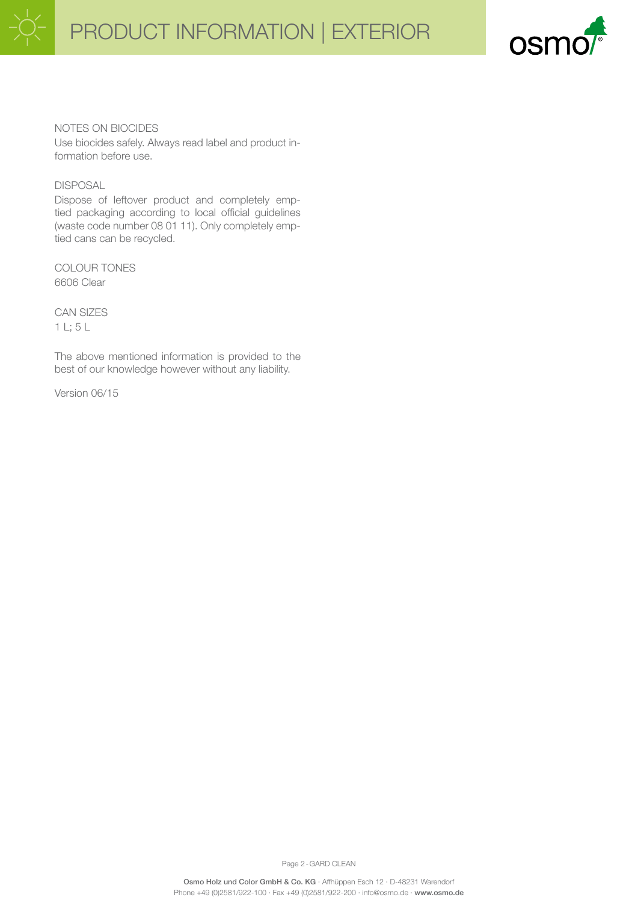## NOTES ON BIOCIDES

Use biocides safely. Always read label and product information before use.

## DISPOSAL

Dispose of leftover product and completely emptied packaging according to local official guidelines (waste code number 08 01 11). Only completely emptied cans can be recycled.

## COLOUR TONES

6606 Clear

## CAN SIZES

1 L; 5 L

The above mentioned information is provided to the best of our knowledge however without any liability.

Version 06/15